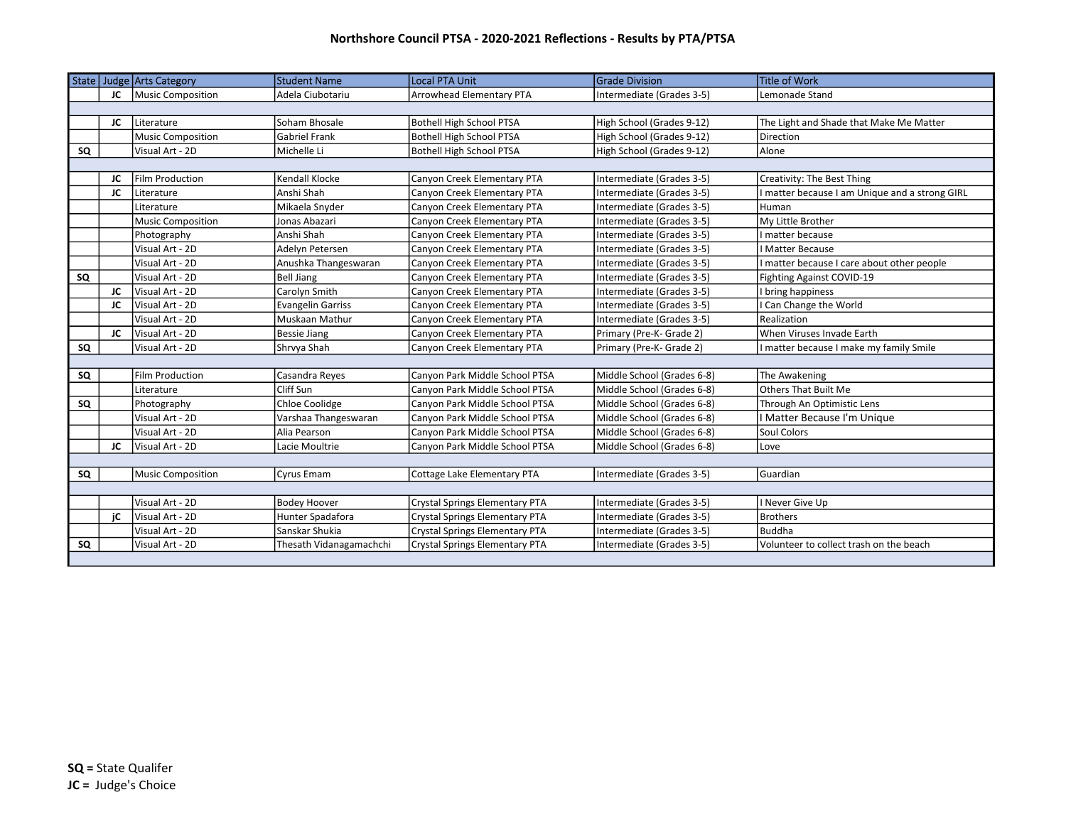# Northshore Council PTSA - 2020-2021 Reflections - Results by PTA/PTSA

| State | Judge | Arts Category | Student Name | Local PTA Unit | Grade Division | Title of Work |
|---|---|---|---|---|---|---|
| | JC | Music Composition | Adela Ciubotariu | Arrowhead Elementary PTA | Intermediate (Grades 3-5) | Lemonade Stand |
| | | | | | | |
| | JC | Literature | Soham Bhosale | Bothell High School PTSA | High School (Grades 9-12) | The Light and Shade that Make Me Matter |
| | | Music Composition | Gabriel Frank | Bothell High School PTSA | High School (Grades 9-12) | Direction |
| SQ | | Visual Art - 2D | Michelle Li | Bothell High School PTSA | High School (Grades 9-12) | Alone |
| | | | | | | |
| | JC | Film Production | Kendall Klocke | Canyon Creek Elementary PTA | Intermediate (Grades 3-5) | Creativity: The Best Thing |
| | JC | Literature | Anshi Shah | Canyon Creek Elementary PTA | Intermediate (Grades 3-5) | I matter because I am Unique and a strong GIRL |
| | | Literature | Mikaela Snyder | Canyon Creek Elementary PTA | Intermediate (Grades 3-5) | Human |
| | | Music Composition | Jonas Abazari | Canyon Creek Elementary PTA | Intermediate (Grades 3-5) | My Little Brother |
| | | Photography | Anshi Shah | Canyon Creek Elementary PTA | Intermediate (Grades 3-5) | I matter because |
| | | Visual Art - 2D | Adelyn Petersen | Canyon Creek Elementary PTA | Intermediate (Grades 3-5) | I Matter Because |
| | | Visual Art - 2D | Anushka Thangeswaran | Canyon Creek Elementary PTA | Intermediate (Grades 3-5) | I matter because I care about other people |
| SQ | | Visual Art - 2D | Bell Jiang | Canyon Creek Elementary PTA | Intermediate (Grades 3-5) | Fighting Against COVID-19 |
| | JC | Visual Art - 2D | Carolyn Smith | Canyon Creek Elementary PTA | Intermediate (Grades 3-5) | I bring happiness |
| | JC | Visual Art - 2D | Evangelin Garriss | Canyon Creek Elementary PTA | Intermediate (Grades 3-5) | I Can Change the World |
| | | Visual Art - 2D | Muskaan Mathur | Canyon Creek Elementary PTA | Intermediate (Grades 3-5) | Realization |
| | JC | Visual Art - 2D | Bessie Jiang | Canyon Creek Elementary PTA | Primary (Pre-K- Grade 2) | When Viruses Invade Earth |
| SQ | | Visual Art - 2D | Shrvya Shah | Canyon Creek Elementary PTA | Primary (Pre-K- Grade 2) | I matter because I make my family Smile |
| | | | | | | |
| SQ | | Film Production | Casandra Reyes | Canyon Park Middle School PTSA | Middle School (Grades 6-8) | The Awakening |
| | | Literature | Cliff Sun | Canyon Park Middle School PTSA | Middle School (Grades 6-8) | Others That Built Me |
| SQ | | Photography | Chloe Coolidge | Canyon Park Middle School PTSA | Middle School (Grades 6-8) | Through An Optimistic Lens |
| | | Visual Art - 2D | Varshaa Thangeswaran | Canyon Park Middle School PTSA | Middle School (Grades 6-8) | I Matter Because I'm Unique |
| | | Visual Art - 2D | Alia Pearson | Canyon Park Middle School PTSA | Middle School (Grades 6-8) | Soul Colors |
| | JC | Visual Art - 2D | Lacie Moultrie | Canyon Park Middle School PTSA | Middle School (Grades 6-8) | Love |
| | | | | | | |
| SQ | | Music Composition | Cyrus Emam | Cottage Lake Elementary PTA | Intermediate (Grades 3-5) | Guardian |
| | | | | | | |
| | | Visual Art - 2D | Bodey Hoover | Crystal Springs Elementary PTA | Intermediate (Grades 3-5) | I Never Give Up |
| | jC | Visual Art - 2D | Hunter Spadafora | Crystal Springs Elementary PTA | Intermediate (Grades 3-5) | Brothers |
| | | Visual Art - 2D | Sanskar Shukia | Crystal Springs Elementary PTA | Intermediate (Grades 3-5) | Buddha |
| SQ | | Visual Art - 2D | Thesath Vidanagamachchi | Crystal Springs Elementary PTA | Intermediate (Grades 3-5) | Volunteer to collect trash on the beach |

**SQ =** State Qualifer
**JC =** Judge's Choice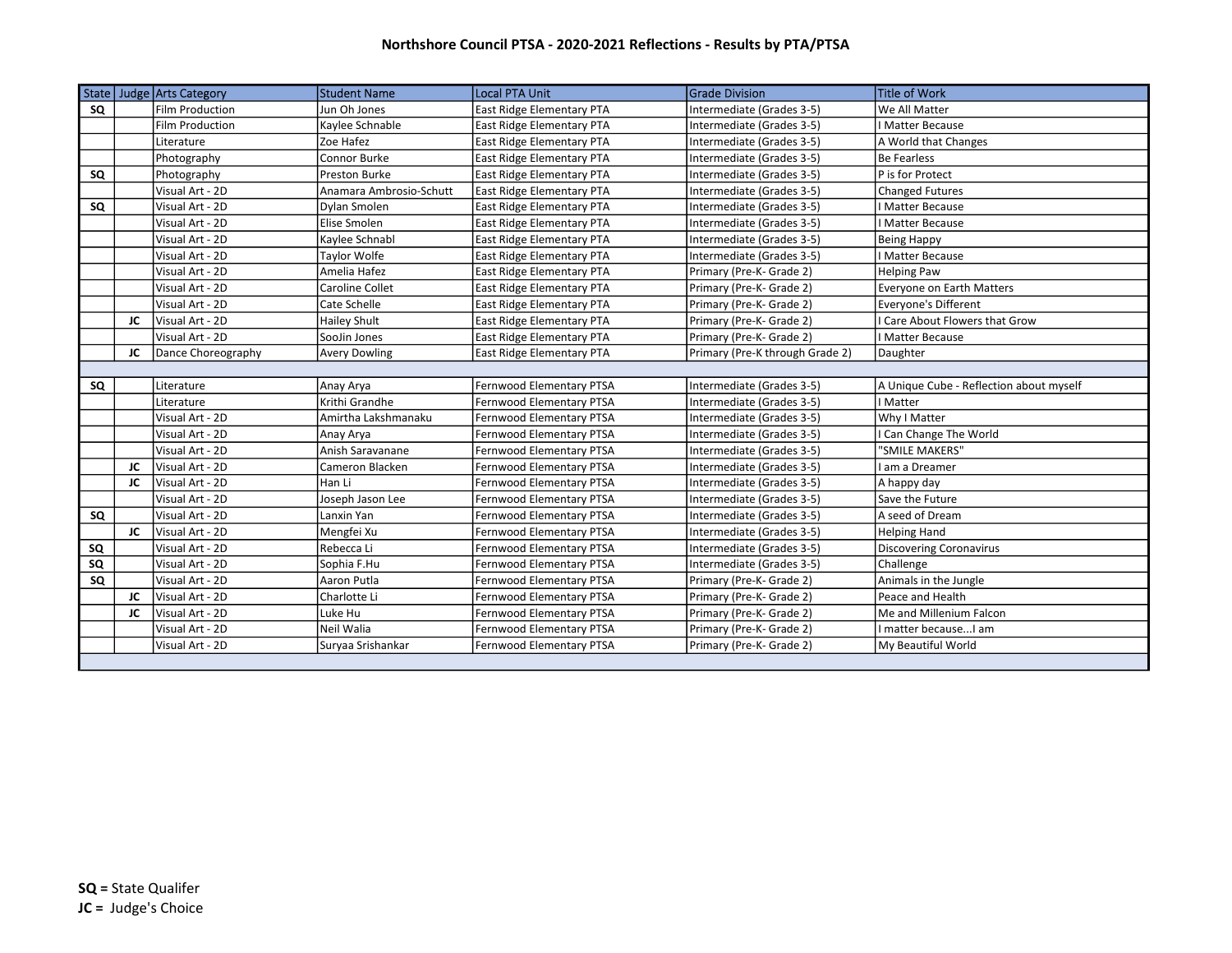# Northshore Council PTSA - 2020-2021 Reflections - Results by PTA/PTSA

| State | Judge | Arts Category | Student Name | Local PTA Unit | Grade Division | Title of Work |
|---|---|---|---|---|---|---|
| SQ | | Film Production | Jun Oh Jones | East Ridge Elementary PTA | Intermediate (Grades 3-5) | We All Matter |
| | | Film Production | Kaylee Schnable | East Ridge Elementary PTA | Intermediate (Grades 3-5) | I Matter Because |
| | | Literature | Zoe Hafez | East Ridge Elementary PTA | Intermediate (Grades 3-5) | A World that Changes |
| | | Photography | Connor Burke | East Ridge Elementary PTA | Intermediate (Grades 3-5) | Be Fearless |
| SQ | | Photography | Preston Burke | East Ridge Elementary PTA | Intermediate (Grades 3-5) | P is for Protect |
| | | Visual Art - 2D | Anamara Ambrosio-Schutt | East Ridge Elementary PTA | Intermediate (Grades 3-5) | Changed Futures |
| SQ | | Visual Art - 2D | Dylan Smolen | East Ridge Elementary PTA | Intermediate (Grades 3-5) | I Matter Because |
| | | Visual Art - 2D | Elise Smolen | East Ridge Elementary PTA | Intermediate (Grades 3-5) | I Matter Because |
| | | Visual Art - 2D | Kaylee Schnabl | East Ridge Elementary PTA | Intermediate (Grades 3-5) | Being Happy |
| | | Visual Art - 2D | Taylor Wolfe | East Ridge Elementary PTA | Intermediate (Grades 3-5) | I Matter Because |
| | | Visual Art - 2D | Amelia Hafez | East Ridge Elementary PTA | Primary (Pre-K- Grade 2) | Helping Paw |
| | | Visual Art - 2D | Caroline Collet | East Ridge Elementary PTA | Primary (Pre-K- Grade 2) | Everyone on Earth Matters |
| | | Visual Art - 2D | Cate Schelle | East Ridge Elementary PTA | Primary (Pre-K- Grade 2) | Everyone's Different |
| | JC | Visual Art - 2D | Hailey Shult | East Ridge Elementary PTA | Primary (Pre-K- Grade 2) | I Care About Flowers that Grow |
| | | Visual Art - 2D | SooJin Jones | East Ridge Elementary PTA | Primary (Pre-K- Grade 2) | I Matter Because |
| | JC | Dance Choreography | Avery Dowling | East Ridge Elementary PTA | Primary (Pre-K through Grade 2) | Daughter |
| | | | | | | |
| SQ | | Literature | Anay Arya | Fernwood Elementary PTSA | Intermediate (Grades 3-5) | A Unique Cube - Reflection about myself |
| | | Literature | Krithi Grandhe | Fernwood Elementary PTSA | Intermediate (Grades 3-5) | I Matter |
| | | Visual Art - 2D | Amirtha Lakshmanaku | Fernwood Elementary PTSA | Intermediate (Grades 3-5) | Why I Matter |
| | | Visual Art - 2D | Anay Arya | Fernwood Elementary PTSA | Intermediate (Grades 3-5) | I Can Change The World |
| | | Visual Art - 2D | Anish Saravanane | Fernwood Elementary PTSA | Intermediate (Grades 3-5) | "SMILE MAKERS" |
| | JC | Visual Art - 2D | Cameron Blacken | Fernwood Elementary PTSA | Intermediate (Grades 3-5) | I am a Dreamer |
| | JC | Visual Art - 2D | Han Li | Fernwood Elementary PTSA | Intermediate (Grades 3-5) | A happy day |
| | | Visual Art - 2D | Joseph Jason Lee | Fernwood Elementary PTSA | Intermediate (Grades 3-5) | Save the Future |
| SQ | | Visual Art - 2D | Lanxin Yan | Fernwood Elementary PTSA | Intermediate (Grades 3-5) | A seed of Dream |
| | JC | Visual Art - 2D | Mengfei Xu | Fernwood Elementary PTSA | Intermediate (Grades 3-5) | Helping Hand |
| SQ | | Visual Art - 2D | Rebecca Li | Fernwood Elementary PTSA | Intermediate (Grades 3-5) | Discovering Coronavirus |
| SQ | | Visual Art - 2D | Sophia F.Hu | Fernwood Elementary PTSA | Intermediate (Grades 3-5) | Challenge |
| SQ | | Visual Art - 2D | Aaron Putla | Fernwood Elementary PTSA | Primary (Pre-K- Grade 2) | Animals in the Jungle |
| | JC | Visual Art - 2D | Charlotte Li | Fernwood Elementary PTSA | Primary (Pre-K- Grade 2) | Peace and Health |
| | JC | Visual Art - 2D | Luke Hu | Fernwood Elementary PTSA | Primary (Pre-K- Grade 2) | Me and Millenium Falcon |
| | | Visual Art - 2D | Neil Walia | Fernwood Elementary PTSA | Primary (Pre-K- Grade 2) | I matter because...I am |
| | | Visual Art - 2D | Suryaa Srishankar | Fernwood Elementary PTSA | Primary (Pre-K- Grade 2) | My Beautiful World |
| | | | | | | |

**SQ =** State Qualifer
**JC =** Judge's Choice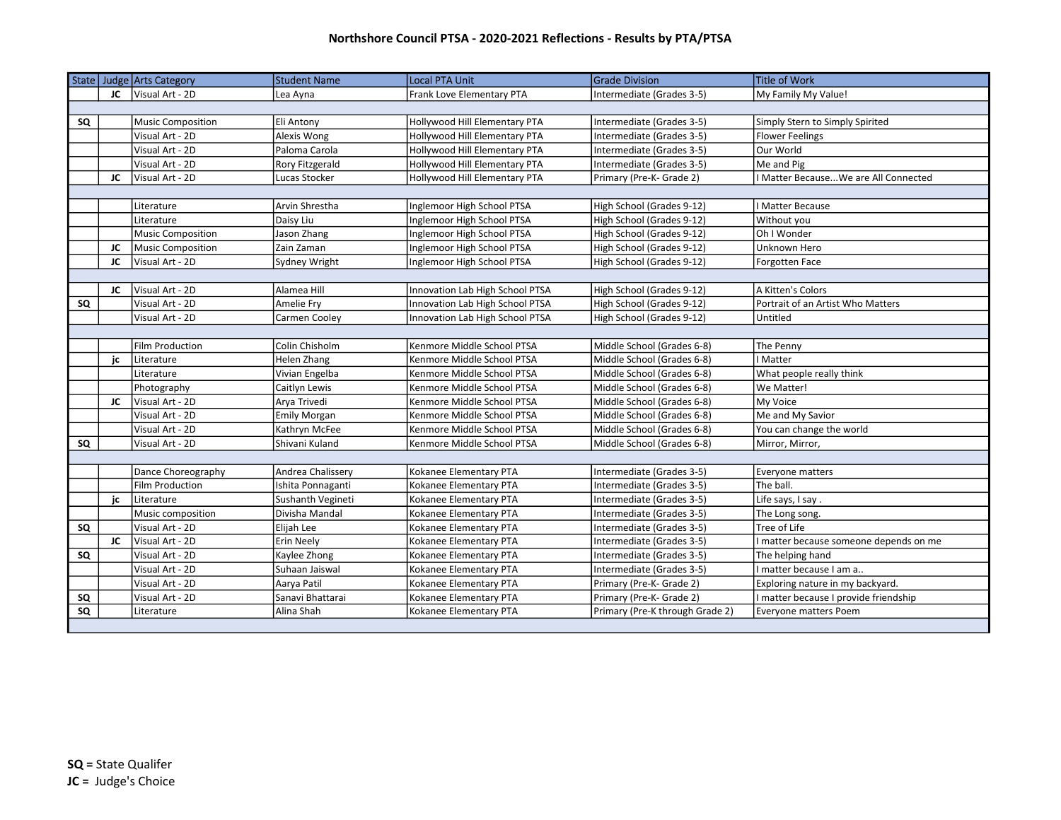# Northshore Council PTSA - 2020-2021 Reflections - Results by PTA/PTSA

| State | Judge | Arts Category | Student Name | Local PTA Unit | Grade Division | Title of Work |
|---|---|---|---|---|---|---|
| | JC | Visual Art - 2D | Lea Ayna | Frank Love Elementary PTA | Intermediate (Grades 3-5) | My Family My Value! |
| | | | | | | |
| SQ | | Music Composition | Eli Antony | Hollywood Hill Elementary PTA | Intermediate (Grades 3-5) | Simply Stern to Simply Spirited |
| | | Visual Art - 2D | Alexis Wong | Hollywood Hill Elementary PTA | Intermediate (Grades 3-5) | Flower Feelings |
| | | Visual Art - 2D | Paloma Carola | Hollywood Hill Elementary PTA | Intermediate (Grades 3-5) | Our World |
| | | Visual Art - 2D | Rory Fitzgerald | Hollywood Hill Elementary PTA | Intermediate (Grades 3-5) | Me and Pig |
| | JC | Visual Art - 2D | Lucas Stocker | Hollywood Hill Elementary PTA | Primary (Pre-K- Grade 2) | I Matter Because...We are All Connected |
| | | | | | | |
| | | Literature | Arvin Shrestha | Inglemoor High School PTSA | High School (Grades 9-12) | I Matter Because |
| | | Literature | Daisy Liu | Inglemoor High School PTSA | High School (Grades 9-12) | Without you |
| | | Music Composition | Jason Zhang | Inglemoor High School PTSA | High School (Grades 9-12) | Oh I Wonder |
| | JC | Music Composition | Zain Zaman | Inglemoor High School PTSA | High School (Grades 9-12) | Unknown Hero |
| | JC | Visual Art - 2D | Sydney Wright | Inglemoor High School PTSA | High School (Grades 9-12) | Forgotten Face |
| | | | | | | |
| | JC | Visual Art - 2D | Alamea Hill | Innovation Lab High School PTSA | High School (Grades 9-12) | A Kitten's Colors |
| SQ | | Visual Art - 2D | Amelie Fry | Innovation Lab High School PTSA | High School (Grades 9-12) | Portrait of an Artist Who Matters |
| | | Visual Art - 2D | Carmen Cooley | Innovation Lab High School PTSA | High School (Grades 9-12) | Untitled |
| | | | | | | |
| | | Film Production | Colin Chisholm | Kenmore Middle School PTSA | Middle School (Grades 6-8) | The Penny |
| | jc | Literature | Helen Zhang | Kenmore Middle School PTSA | Middle School (Grades 6-8) | I Matter |
| | | Literature | Vivian Engelba | Kenmore Middle School PTSA | Middle School (Grades 6-8) | What people really think |
| | | Photography | Caitlyn Lewis | Kenmore Middle School PTSA | Middle School (Grades 6-8) | We Matter! |
| | JC | Visual Art - 2D | Arya Trivedi | Kenmore Middle School PTSA | Middle School (Grades 6-8) | My Voice |
| | | Visual Art - 2D | Emily Morgan | Kenmore Middle School PTSA | Middle School (Grades 6-8) | Me and My Savior |
| | | Visual Art - 2D | Kathryn McFee | Kenmore Middle School PTSA | Middle School (Grades 6-8) | You can change the world |
| SQ | | Visual Art - 2D | Shivani Kuland | Kenmore Middle School PTSA | Middle School (Grades 6-8) | Mirror, Mirror, |
| | | | | | | |
| | | Dance Choreography | Andrea Chalissery | Kokanee Elementary PTA | Intermediate (Grades 3-5) | Everyone matters |
| | | Film Production | Ishita Ponnaganti | Kokanee Elementary PTA | Intermediate (Grades 3-5) | The ball. |
| | jc | Literature | Sushanth Vegineti | Kokanee Elementary PTA | Intermediate (Grades 3-5) | Life says, I say . |
| | | Music composition | Divisha Mandal | Kokanee Elementary PTA | Intermediate (Grades 3-5) | The Long song. |
| SQ | | Visual Art - 2D | Elijah Lee | Kokanee Elementary PTA | Intermediate (Grades 3-5) | Tree of Life |
| | JC | Visual Art - 2D | Erin Neely | Kokanee Elementary PTA | Intermediate (Grades 3-5) | I matter because someone depends on me |
| SQ | | Visual Art - 2D | Kaylee Zhong | Kokanee Elementary PTA | Intermediate (Grades 3-5) | The helping hand |
| | | Visual Art - 2D | Suhaan Jaiswal | Kokanee Elementary PTA | Intermediate (Grades 3-5) | I matter because I am a.. |
| | | Visual Art - 2D | Aarya Patil | Kokanee Elementary PTA | Primary (Pre-K- Grade 2) | Exploring nature in my backyard. |
| SQ | | Visual Art - 2D | Sanavi Bhattarai | Kokanee Elementary PTA | Primary (Pre-K- Grade 2) | I matter because I provide friendship |
| SQ | | Literature | Alina Shah | Kokanee Elementary PTA | Primary (Pre-K through Grade 2) | Everyone matters Poem |
| | | | | | | |

**SQ =** State Qualifer
**JC =** Judge's Choice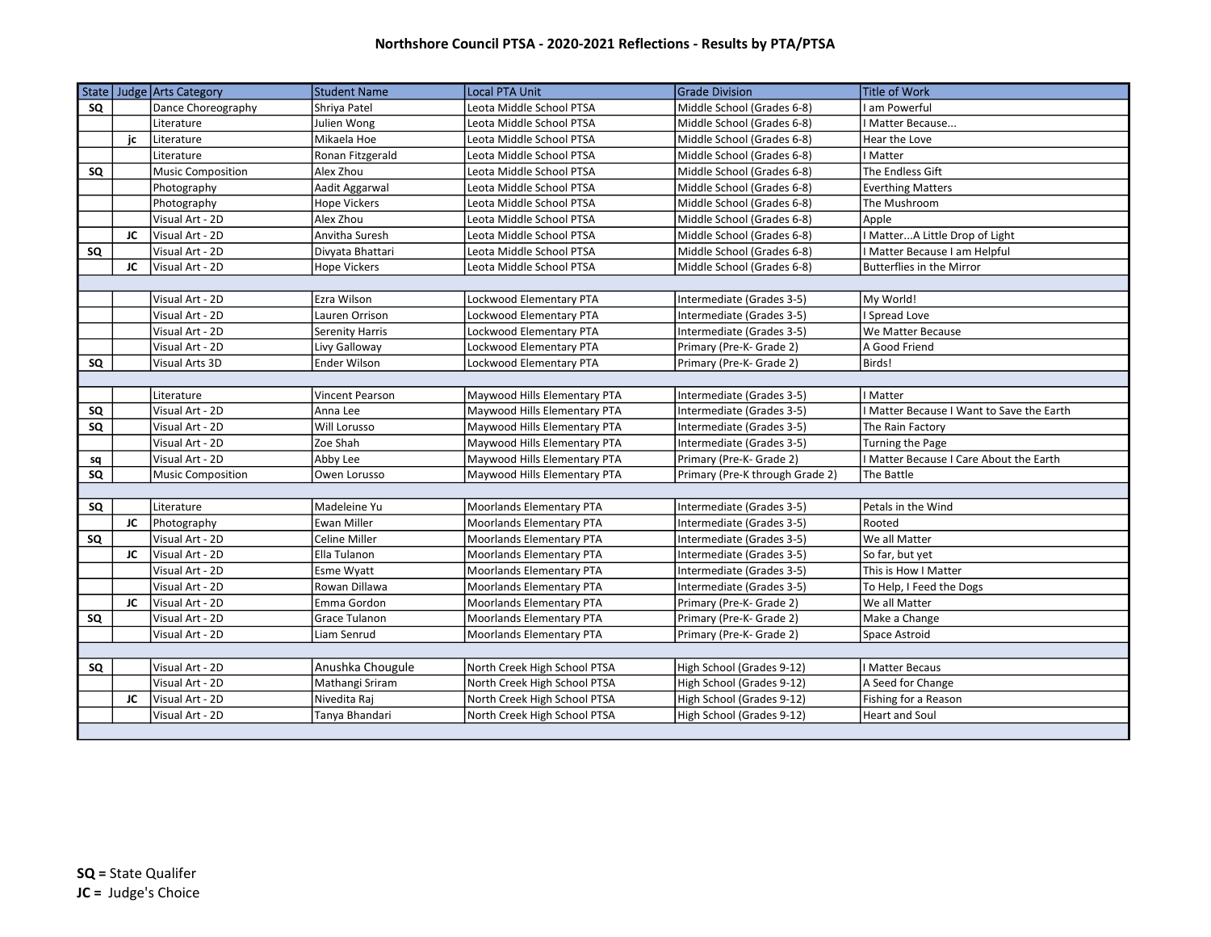# Northshore Council PTSA - 2020-2021 Reflections - Results by PTA/PTSA

| State | Judge | Arts Category | Student Name | Local PTA Unit | Grade Division | Title of Work |
|---|---|---|---|---|---|---|
| SQ | | Dance Choreography | Shriya Patel | Leota Middle School PTSA | Middle School (Grades 6-8) | I am Powerful |
| | | Literature | Julien Wong | Leota Middle School PTSA | Middle School (Grades 6-8) | I Matter Because... |
| | jc | Literature | Mikaela Hoe | Leota Middle School PTSA | Middle School (Grades 6-8) | Hear the Love |
| | | Literature | Ronan Fitzgerald | Leota Middle School PTSA | Middle School (Grades 6-8) | I Matter |
| SQ | | Music Composition | Alex Zhou | Leota Middle School PTSA | Middle School (Grades 6-8) | The Endless Gift |
| | | Photography | Aadit Aggarwal | Leota Middle School PTSA | Middle School (Grades 6-8) | Everthing Matters |
| | | Photography | Hope Vickers | Leota Middle School PTSA | Middle School (Grades 6-8) | The Mushroom |
| | | Visual Art - 2D | Alex Zhou | Leota Middle School PTSA | Middle School (Grades 6-8) | Apple |
| | JC | Visual Art - 2D | Anvitha Suresh | Leota Middle School PTSA | Middle School (Grades 6-8) | I Matter...A Little Drop of Light |
| SQ | | Visual Art - 2D | Divyata Bhattari | Leota Middle School PTSA | Middle School (Grades 6-8) | I Matter Because I am Helpful |
| | JC | Visual Art - 2D | Hope Vickers | Leota Middle School PTSA | Middle School (Grades 6-8) | Butterflies in the Mirror |
| | | | | | | |
| | | Visual Art - 2D | Ezra Wilson | Lockwood Elementary PTA | Intermediate (Grades 3-5) | My World! |
| | | Visual Art - 2D | Lauren Orrison | Lockwood Elementary PTA | Intermediate (Grades 3-5) | I Spread Love |
| | | Visual Art - 2D | Serenity Harris | Lockwood Elementary PTA | Intermediate (Grades 3-5) | We Matter Because |
| | | Visual Art - 2D | Livy Galloway | Lockwood Elementary PTA | Primary (Pre-K- Grade 2) | A Good Friend |
| SQ | | Visual Arts 3D | Ender Wilson | Lockwood Elementary PTA | Primary (Pre-K- Grade 2) | Birds! |
| | | | | | | |
| | | Literature | Vincent Pearson | Maywood Hills Elementary PTA | Intermediate (Grades 3-5) | I Matter |
| SQ | | Visual Art - 2D | Anna Lee | Maywood Hills Elementary PTA | Intermediate (Grades 3-5) | I Matter Because I Want to Save the Earth |
| SQ | | Visual Art - 2D | Will Lorusso | Maywood Hills Elementary PTA | Intermediate (Grades 3-5) | The Rain Factory |
| | | Visual Art - 2D | Zoe Shah | Maywood Hills Elementary PTA | Intermediate (Grades 3-5) | Turning the Page |
| sq | | Visual Art - 2D | Abby Lee | Maywood Hills Elementary PTA | Primary (Pre-K- Grade 2) | I Matter Because I Care About the Earth |
| SQ | | Music Composition | Owen Lorusso | Maywood Hills Elementary PTA | Primary (Pre-K through Grade 2) | The Battle |
| | | | | | | |
| SQ | | Literature | Madeleine Yu | Moorlands Elementary PTA | Intermediate (Grades 3-5) | Petals in the Wind |
| | JC | Photography | Ewan Miller | Moorlands Elementary PTA | Intermediate (Grades 3-5) | Rooted |
| SQ | | Visual Art - 2D | Celine Miller | Moorlands Elementary PTA | Intermediate (Grades 3-5) | We all Matter |
| | JC | Visual Art - 2D | Ella Tulanon | Moorlands Elementary PTA | Intermediate (Grades 3-5) | So far, but yet |
| | | Visual Art - 2D | Esme Wyatt | Moorlands Elementary PTA | Intermediate (Grades 3-5) | This is How I Matter |
| | | Visual Art - 2D | Rowan Dillawa | Moorlands Elementary PTA | Intermediate (Grades 3-5) | To Help, I Feed the Dogs |
| | JC | Visual Art - 2D | Emma Gordon | Moorlands Elementary PTA | Primary (Pre-K- Grade 2) | We all Matter |
| SQ | | Visual Art - 2D | Grace Tulanon | Moorlands Elementary PTA | Primary (Pre-K- Grade 2) | Make a Change |
| | | Visual Art - 2D | Liam Senrud | Moorlands Elementary PTA | Primary (Pre-K- Grade 2) | Space Astroid |
| | | | | | | |
| SQ | | Visual Art - 2D | Anushka Chougule | North Creek High School PTSA | High School (Grades 9-12) | I Matter Becaus |
| | | Visual Art - 2D | Mathangi Sriram | North Creek High School PTSA | High School (Grades 9-12) | A Seed for Change |
| | JC | Visual Art - 2D | Nivedita Raj | North Creek High School PTSA | High School (Grades 9-12) | Fishing for a Reason |
| | | Visual Art - 2D | Tanya Bhandari | North Creek High School PTSA | High School (Grades 9-12) | Heart and Soul |

**SQ =** State Qualifer
**JC =** Judge's Choice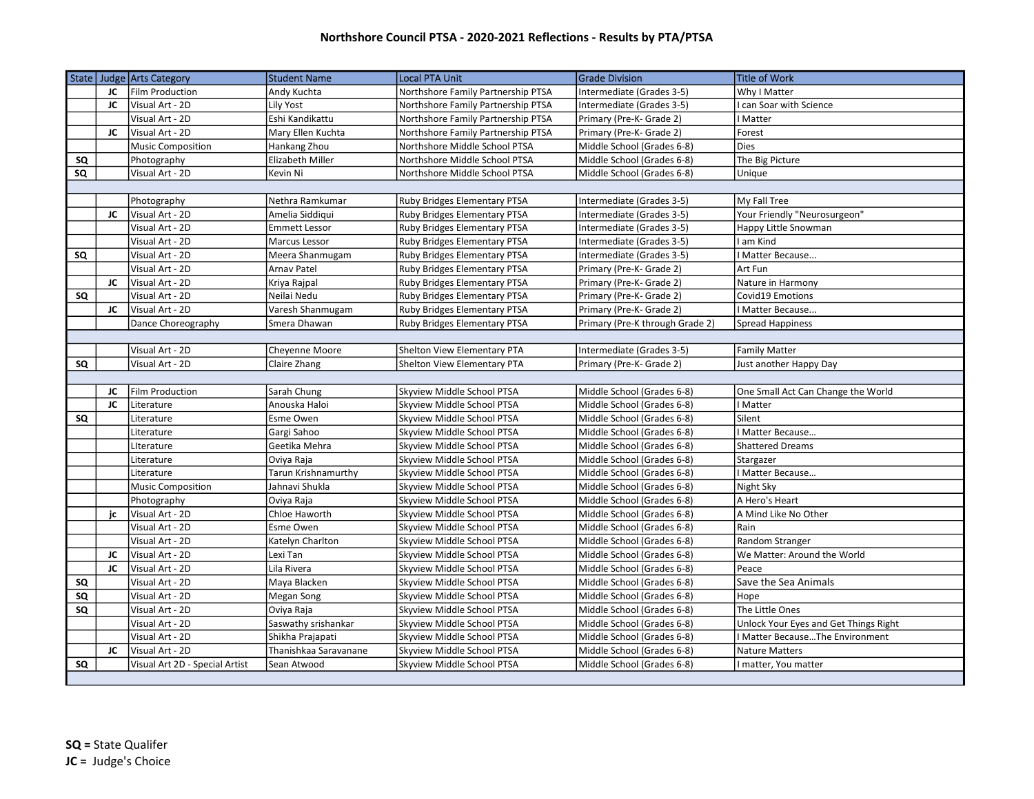# Northshore Council PTSA - 2020-2021 Reflections - Results by PTA/PTSA

| State | Judge | Arts Category | Student Name | Local PTA Unit | Grade Division | Title of Work |
|---|---|---|---|---|---|---|
| | JC | Film Production | Andy Kuchta | Northshore Family Partnership PTSA | Intermediate (Grades 3-5) | Why I Matter |
| | JC | Visual Art - 2D | Lily Yost | Northshore Family Partnership PTSA | Intermediate (Grades 3-5) | I can Soar with Science |
| | | Visual Art - 2D | Eshi Kandikattu | Northshore Family Partnership PTSA | Primary (Pre-K- Grade 2) | I Matter |
| | JC | Visual Art - 2D | Mary Ellen Kuchta | Northshore Family Partnership PTSA | Primary (Pre-K- Grade 2) | Forest |
| | | Music Composition | Hankang Zhou | Northshore Middle School PTSA | Middle School (Grades 6-8) | Dies |
| SQ | | Photography | Elizabeth Miller | Northshore Middle School PTSA | Middle School (Grades 6-8) | The Big Picture |
| SQ | | Visual Art - 2D | Kevin Ni | Northshore Middle School PTSA | Middle School (Grades 6-8) | Unique |
| | | | | | | |
| | | Photography | Nethra Ramkumar | Ruby Bridges Elementary PTSA | Intermediate (Grades 3-5) | My Fall Tree |
| | JC | Visual Art - 2D | Amelia Siddiqui | Ruby Bridges Elementary PTSA | Intermediate (Grades 3-5) | Your Friendly "Neurosurgeon" |
| | | Visual Art - 2D | Emmett Lessor | Ruby Bridges Elementary PTSA | Intermediate (Grades 3-5) | Happy Little Snowman |
| | | Visual Art - 2D | Marcus Lessor | Ruby Bridges Elementary PTSA | Intermediate (Grades 3-5) | I am Kind |
| SQ | | Visual Art - 2D | Meera Shanmugam | Ruby Bridges Elementary PTSA | Intermediate (Grades 3-5) | I Matter Because... |
| | | Visual Art - 2D | Arnav Patel | Ruby Bridges Elementary PTSA | Primary (Pre-K- Grade 2) | Art Fun |
| | JC | Visual Art - 2D | Kriya Rajpal | Ruby Bridges Elementary PTSA | Primary (Pre-K- Grade 2) | Nature in Harmony |
| SQ | | Visual Art - 2D | Neilai Nedu | Ruby Bridges Elementary PTSA | Primary (Pre-K- Grade 2) | Covid19 Emotions |
| | JC | Visual Art - 2D | Varesh Shanmugam | Ruby Bridges Elementary PTSA | Primary (Pre-K- Grade 2) | I Matter Because... |
| | | Dance Choreography | Smera Dhawan | Ruby Bridges Elementary PTSA | Primary (Pre-K through Grade 2) | Spread Happiness |
| | | | | | | |
| | | Visual Art - 2D | Cheyenne Moore | Shelton View Elementary PTA | Intermediate (Grades 3-5) | Family Matter |
| SQ | | Visual Art - 2D | Claire Zhang | Shelton View Elementary PTA | Primary (Pre-K- Grade 2) | Just another Happy Day |
| | | | | | | |
| | JC | Film Production | Sarah Chung | Skyview Middle School PTSA | Middle School (Grades 6-8) | One Small Act Can Change the World |
| | JC | Literature | Anouska Haloi | Skyview Middle School PTSA | Middle School (Grades 6-8) | I Matter |
| SQ | | Literature | Esme Owen | Skyview Middle School PTSA | Middle School (Grades 6-8) | Silent |
| | | Literature | Gargi Sahoo | Skyview Middle School PTSA | Middle School (Grades 6-8) | I Matter Because… |
| | | LIterature | Geetika Mehra | Skyview Middle School PTSA | Middle School (Grades 6-8) | Shattered Dreams |
| | | Literature | Oviya Raja | Skyview Middle School PTSA | Middle School (Grades 6-8) | Stargazer |
| | | Literature | Tarun Krishnamurthy | Skyview Middle School PTSA | Middle School (Grades 6-8) | I Matter Because… |
| | | Music Composition | Jahnavi Shukla | Skyview Middle School PTSA | Middle School (Grades 6-8) | Night Sky |
| | | Photography | Oviya Raja | Skyview Middle School PTSA | Middle School (Grades 6-8) | A Hero's Heart |
| | jc | Visual Art - 2D | Chloe Haworth | Skyview Middle School PTSA | Middle School (Grades 6-8) | A Mind Like No Other |
| | | Visual Art - 2D | Esme Owen | Skyview Middle School PTSA | Middle School (Grades 6-8) | Rain |
| | | Visual Art - 2D | Katelyn Charlton | Skyview Middle School PTSA | Middle School (Grades 6-8) | Random Stranger |
| | JC | Visual Art - 2D | Lexi Tan | Skyview Middle School PTSA | Middle School (Grades 6-8) | We Matter: Around the World |
| | JC | Visual Art - 2D | Lila Rivera | Skyview Middle School PTSA | Middle School (Grades 6-8) | Peace |
| SQ | | Visual Art - 2D | Maya Blacken | Skyview Middle School PTSA | Middle School (Grades 6-8) | Save the Sea Animals |
| SQ | | Visual Art - 2D | Megan Song | Skyview Middle School PTSA | Middle School (Grades 6-8) | Hope |
| SQ | | Visual Art - 2D | Oviya Raja | Skyview Middle School PTSA | Middle School (Grades 6-8) | The Little Ones |
| | | Visual Art - 2D | Saswathy srishankar | Skyview Middle School PTSA | Middle School (Grades 6-8) | Unlock Your Eyes and Get Things Right |
| | | Visual Art - 2D | Shikha Prajapati | Skyview Middle School PTSA | Middle School (Grades 6-8) | I Matter Because…The Environment |
| | JC | Visual Art - 2D | Thanishkaa Saravanane | Skyview Middle School PTSA | Middle School (Grades 6-8) | Nature Matters |
| SQ | | Visual Art 2D - Special Artist | Sean Atwood | Skyview Middle School PTSA | Middle School (Grades 6-8) | I matter, You matter |

**SQ =** State Qualifer
**JC =** Judge's Choice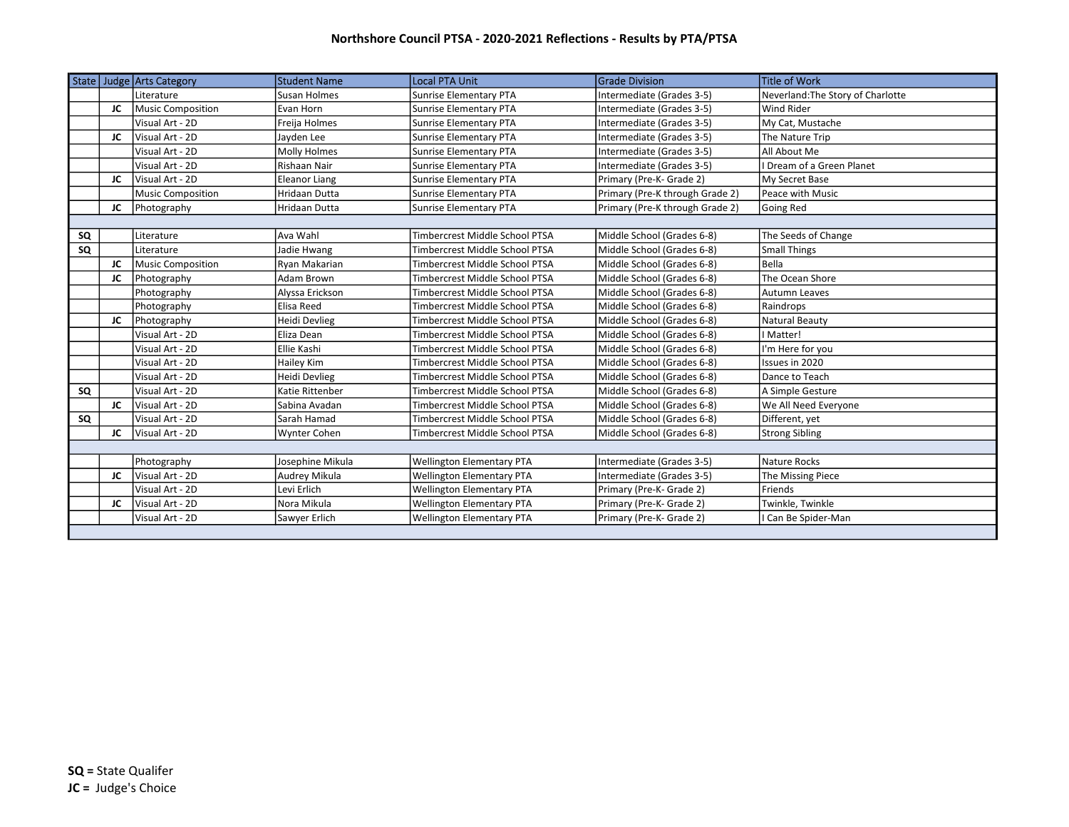# Northshore Council PTSA - 2020-2021 Reflections - Results by PTA/PTSA

| State | Judge | Arts Category | Student Name | Local PTA Unit | Grade Division | Title of Work |
|---|---|---|---|---|---|---|
| | | Literature | Susan Holmes | Sunrise Elementary PTA | Intermediate (Grades 3-5) | Neverland:The Story of Charlotte |
| | **JC** | Music Composition | Evan Horn | Sunrise Elementary PTA | Intermediate (Grades 3-5) | Wind Rider |
| | | Visual Art - 2D | Freija Holmes | Sunrise Elementary PTA | Intermediate (Grades 3-5) | My Cat, Mustache |
| | **JC** | Visual Art - 2D | Jayden Lee | Sunrise Elementary PTA | Intermediate (Grades 3-5) | The Nature Trip |
| | | Visual Art - 2D | Molly Holmes | Sunrise Elementary PTA | Intermediate (Grades 3-5) | All About Me |
| | | Visual Art - 2D | Rishaan Nair | Sunrise Elementary PTA | Intermediate (Grades 3-5) | I Dream of a Green Planet |
| | **JC** | Visual Art - 2D | Eleanor Liang | Sunrise Elementary PTA | Primary (Pre-K- Grade 2) | My Secret Base |
| | | Music Composition | Hridaan Dutta | Sunrise Elementary PTA | Primary (Pre-K through Grade 2) | Peace with Music |
| | **JC** | Photography | Hridaan Dutta | Sunrise Elementary PTA | Primary (Pre-K through Grade 2) | Going Red |
| | | | | | | |
| **SQ** | | Literature | Ava Wahl | Timbercrest Middle School PTSA | Middle School (Grades 6-8) | The Seeds of Change |
| **SQ** | | Literature | Jadie Hwang | Timbercrest Middle School PTSA | Middle School (Grades 6-8) | Small Things |
| | **JC** | Music Composition | Ryan Makarian | Timbercrest Middle School PTSA | Middle School (Grades 6-8) | Bella |
| | **JC** | Photography | Adam Brown | Timbercrest Middle School PTSA | Middle School (Grades 6-8) | The Ocean Shore |
| | | Photography | Alyssa Erickson | Timbercrest Middle School PTSA | Middle School (Grades 6-8) | Autumn Leaves |
| | | Photography | Elisa Reed | Timbercrest Middle School PTSA | Middle School (Grades 6-8) | Raindrops |
| | **JC** | Photography | Heidi Devlieg | Timbercrest Middle School PTSA | Middle School (Grades 6-8) | Natural Beauty |
| | | Visual Art - 2D | Eliza Dean | Timbercrest Middle School PTSA | Middle School (Grades 6-8) | I Matter! |
| | | Visual Art - 2D | Ellie Kashi | Timbercrest Middle School PTSA | Middle School (Grades 6-8) | I'm Here for you |
| | | Visual Art - 2D | Hailey Kim | Timbercrest Middle School PTSA | Middle School (Grades 6-8) | Issues in 2020 |
| | | Visual Art - 2D | Heidi Devlieg | Timbercrest Middle School PTSA | Middle School (Grades 6-8) | Dance to Teach |
| **SQ** | | Visual Art - 2D | Katie Rittenber | Timbercrest Middle School PTSA | Middle School (Grades 6-8) | A Simple Gesture |
| | **JC** | Visual Art - 2D | Sabina Avadan | Timbercrest Middle School PTSA | Middle School (Grades 6-8) | We All Need Everyone |
| **SQ** | | Visual Art - 2D | Sarah Hamad | Timbercrest Middle School PTSA | Middle School (Grades 6-8) | Different, yet |
| | **JC** | Visual Art - 2D | Wynter Cohen | Timbercrest Middle School PTSA | Middle School (Grades 6-8) | Strong Sibling |
| | | | | | | |
| | | Photography | Josephine Mikula | Wellington Elementary PTA | Intermediate (Grades 3-5) | Nature Rocks |
| | **JC** | Visual Art - 2D | Audrey Mikula | Wellington Elementary PTA | Intermediate (Grades 3-5) | The Missing Piece |
| | | Visual Art - 2D | Levi Erlich | Wellington Elementary PTA | Primary (Pre-K- Grade 2) | Friends |
| | **JC** | Visual Art - 2D | Nora Mikula | Wellington Elementary PTA | Primary (Pre-K- Grade 2) | Twinkle, Twinkle |
| | | Visual Art - 2D | Sawyer Erlich | Wellington Elementary PTA | Primary (Pre-K- Grade 2) | I Can Be Spider-Man |
| | | | | | | |

**SQ =** State Qualifer
**JC =** Judge's Choice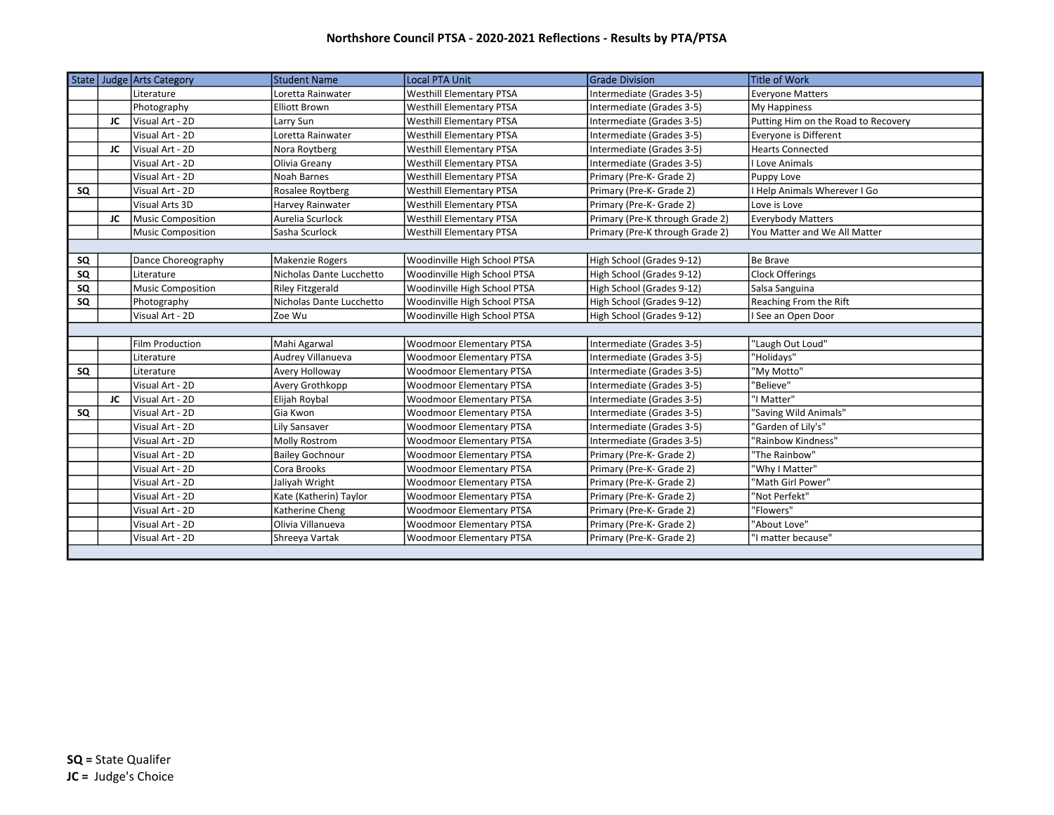# Northshore Council PTSA - 2020-2021 Reflections - Results by PTA/PTSA

| State | Judge | Arts Category | Student Name | Local PTA Unit | Grade Division | Title of Work |
|---|---|---|---|---|---|---|
| | | Literature | Loretta Rainwater | Westhill Elementary PTSA | Intermediate (Grades 3-5) | Everyone Matters |
| | | Photography | Elliott Brown | Westhill Elementary PTSA | Intermediate (Grades 3-5) | My Happiness |
| | JC | Visual Art - 2D | Larry Sun | Westhill Elementary PTSA | Intermediate (Grades 3-5) | Putting Him on the Road to Recovery |
| | | Visual Art - 2D | Loretta Rainwater | Westhill Elementary PTSA | Intermediate (Grades 3-5) | Everyone is Different |
| | JC | Visual Art - 2D | Nora Roytberg | Westhill Elementary PTSA | Intermediate (Grades 3-5) | Hearts Connected |
| | | Visual Art - 2D | Olivia Greany | Westhill Elementary PTSA | Intermediate (Grades 3-5) | I Love Animals |
| | | Visual Art - 2D | Noah Barnes | Westhill Elementary PTSA | Primary (Pre-K- Grade 2) | Puppy Love |
| SQ | | Visual Art - 2D | Rosalee Roytberg | Westhill Elementary PTSA | Primary (Pre-K- Grade 2) | I Help Animals Wherever I Go |
| | | Visual Arts 3D | Harvey Rainwater | Westhill Elementary PTSA | Primary (Pre-K- Grade 2) | Love is Love |
| | JC | Music Composition | Aurelia Scurlock | Westhill Elementary PTSA | Primary (Pre-K through Grade 2) | Everybody Matters |
| | | Music Composition | Sasha Scurlock | Westhill Elementary PTSA | Primary (Pre-K through Grade 2) | You Matter and We All Matter |
| | | | | | | |
| SQ | | Dance Choreography | Makenzie Rogers | Woodinville High School PTSA | High School (Grades 9-12) | Be Brave |
| SQ | | Literature | Nicholas Dante Lucchetto | Woodinville High School PTSA | High School (Grades 9-12) | Clock Offerings |
| SQ | | Music Composition | Riley Fitzgerald | Woodinville High School PTSA | High School (Grades 9-12) | Salsa Sanguina |
| SQ | | Photography | Nicholas Dante Lucchetto | Woodinville High School PTSA | High School (Grades 9-12) | Reaching From the Rift |
| | | Visual Art - 2D | Zoe Wu | Woodinville High School PTSA | High School (Grades 9-12) | I See an Open Door |
| | | | | | | |
| | | Film Production | Mahi Agarwal | Woodmoor Elementary PTSA | Intermediate (Grades 3-5) | "Laugh Out Loud" |
| | | Literature | Audrey Villanueva | Woodmoor Elementary PTSA | Intermediate (Grades 3-5) | "Holidays" |
| SQ | | Literature | Avery Holloway | Woodmoor Elementary PTSA | Intermediate (Grades 3-5) | "My Motto" |
| | | Visual Art - 2D | Avery Grothkopp | Woodmoor Elementary PTSA | Intermediate (Grades 3-5) | "Believe" |
| | JC | Visual Art - 2D | Elijah Roybal | Woodmoor Elementary PTSA | Intermediate (Grades 3-5) | "I Matter" |
| SQ | | Visual Art - 2D | Gia Kwon | Woodmoor Elementary PTSA | Intermediate (Grades 3-5) | "Saving Wild Animals" |
| | | Visual Art - 2D | Lily Sansaver | Woodmoor Elementary PTSA | Intermediate (Grades 3-5) | "Garden of Lily's" |
| | | Visual Art - 2D | Molly Rostrom | Woodmoor Elementary PTSA | Intermediate (Grades 3-5) | "Rainbow Kindness" |
| | | Visual Art - 2D | Bailey Gochnour | Woodmoor Elementary PTSA | Primary (Pre-K- Grade 2) | "The Rainbow" |
| | | Visual Art - 2D | Cora Brooks | Woodmoor Elementary PTSA | Primary (Pre-K- Grade 2) | "Why I Matter" |
| | | Visual Art - 2D | Jaliyah Wright | Woodmoor Elementary PTSA | Primary (Pre-K- Grade 2) | "Math Girl Power" |
| | | Visual Art - 2D | Kate (Katherin) Taylor | Woodmoor Elementary PTSA | Primary (Pre-K- Grade 2) | "Not Perfekt" |
| | | Visual Art - 2D | Katherine Cheng | Woodmoor Elementary PTSA | Primary (Pre-K- Grade 2) | "Flowers" |
| | | Visual Art - 2D | Olivia Villanueva | Woodmoor Elementary PTSA | Primary (Pre-K- Grade 2) | "About Love" |
| | | Visual Art - 2D | Shreeya Vartak | Woodmoor Elementary PTSA | Primary (Pre-K- Grade 2) | "I matter because" |

**SQ =** State Qualifer
**JC =** Judge's Choice